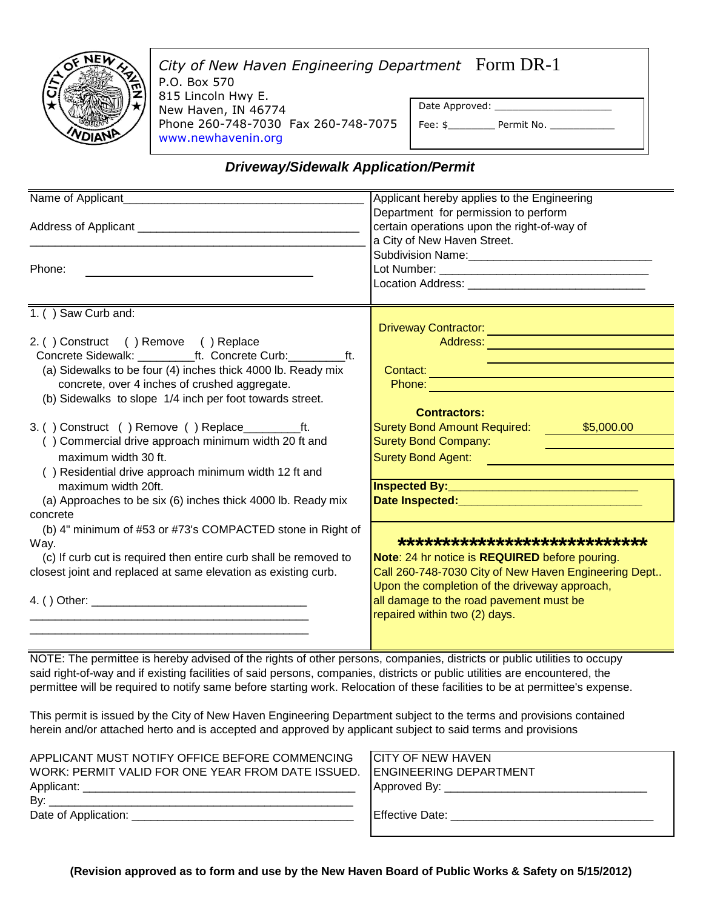*City of New Haven Engineering Department* Form DR-1
P.O. Box 570
815 Lincoln Hwy E.
New Haven, IN 46774
Phone 260-748-7030 Fax 260-748-7075
www.newhavenin.org

Date Approved: ___________________

Fee: $________ Permit No. ___________

## *Driveway/Sidewalk Application/Permit*

Name of Applicant_____________________________________

Address of Applicant ___________________________________

______________________________________________________

Phone: ______________________________________

Applicant hereby applies to the Engineering Department for permission to perform certain operations upon the right-of-way of a City of New Haven Street.

Subdivision Name:_____________________________

Lot Number: _________________________________

Location Address: ____________________________

1. ( ) Saw Curb and:

2. ( ) Construct ( ) Remove ( ) Replace
 Concrete Sidewalk: _________ft. Concrete Curb:_________ft.
 (a) Sidewalks to be four (4) inches thick 4000 lb. Ready mix concrete, over 4 inches of crushed aggregate.
 (b) Sidewalks to slope 1/4 inch per foot towards street.

3. ( ) Construct ( ) Remove ( ) Replace_________ft.
 ( ) Commercial drive approach minimum width 20 ft and maximum width 30 ft.
 ( ) Residential drive approach minimum width 12 ft and maximum width 20ft.
 (a) Approaches to be six (6) inches thick 4000 lb. Ready mix concrete
 (b) 4" minimum of #53 or #73's COMPACTED stone in Right of Way.
 (c) If curb cut is required then entire curb shall be removed to closest joint and replaced at same elevation as existing curb.

4. ( ) Other: __________________________________

______________________________________________

______________________________________________

Driveway Contractor: ______________________________

Address: ______________________________

______________________________

Contact: ______________________________

Phone: ______________________________

**Contractors:**

Surety Bond Amount Required: $5,000.00

Surety Bond Company: ______________________

Surety Bond Agent: ______________________

**Inspected By:**______________________________

**Date Inspected:**____________________________

****************************

**Note**: 24 hr notice is **REQUIRED** before pouring.
Call 260-748-7030 City of New Haven Engineering Dept..
Upon the completion of the driveway approach, all damage to the road pavement must be repaired within two (2) days.

NOTE: The permittee is hereby advised of the rights of other persons, companies, districts or public utilities to occupy said right-of-way and if existing facilities of said persons, companies, districts or public utilities are encountered, the permittee will be required to notify same before starting work. Relocation of these facilities to be at permittee's expense.

This permit is issued by the City of New Haven Engineering Department subject to the terms and provisions contained herein and/or attached herto and is accepted and approved by applicant subject to said terms and provisions

APPLICANT MUST NOTIFY OFFICE BEFORE COMMENCING WORK: PERMIT VALID FOR ONE YEAR FROM DATE ISSUED.

Applicant: ___________________________________________

By: _________________________________________________

Date of Application: __________________________________

CITY OF NEW HAVEN
ENGINEERING DEPARTMENT

Approved By: _________________________________

Effective Date: _______________________________

**(Revision approved as to form and use by the New Haven Board of Public Works & Safety on 5/15/2012)**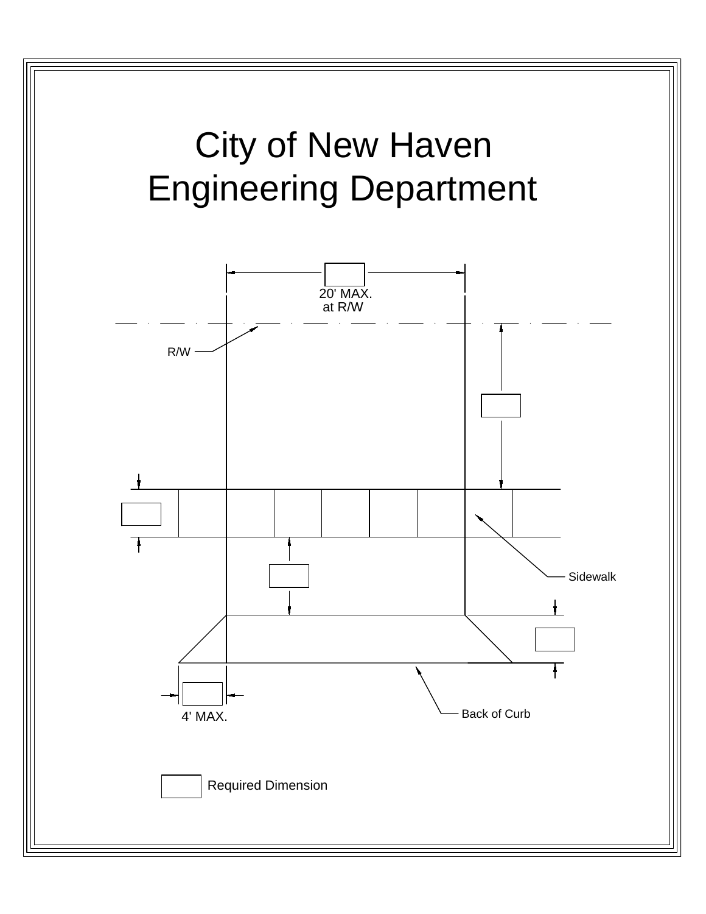# City of New Haven Engineering Department

20' MAX.
at R/W

R/W

Sidewalk

4' MAX.

Back of Curb

Required Dimension